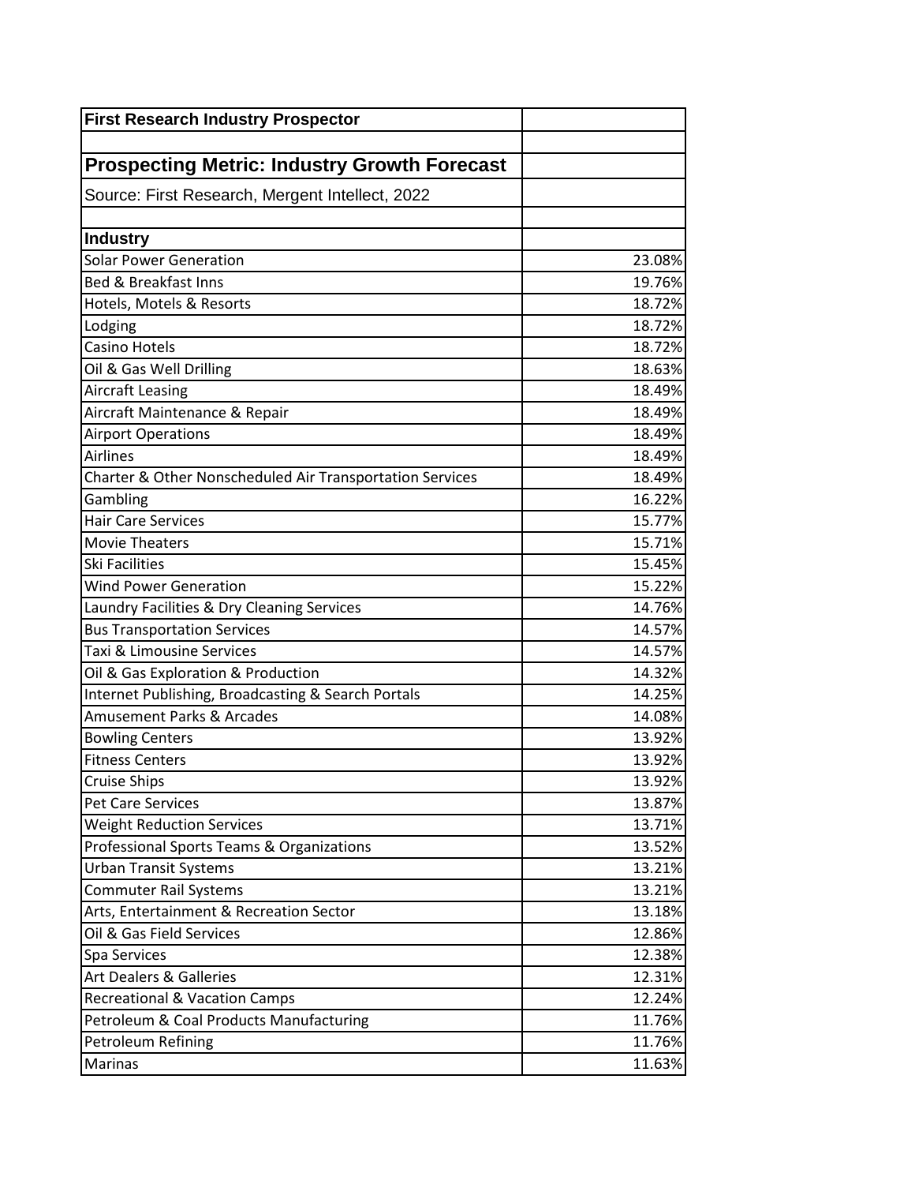**First Research Industry Prospector**

## Prospecting Metric: Industry Growth Forecast

Source: First Research, Mergent Intellect, 2022

| Industry | |
|---|---|
| Solar Power Generation | 23.08% |
| Bed & Breakfast Inns | 19.76% |
| Hotels, Motels & Resorts | 18.72% |
| Lodging | 18.72% |
| Casino Hotels | 18.72% |
| Oil & Gas Well Drilling | 18.63% |
| Aircraft Leasing | 18.49% |
| Aircraft Maintenance & Repair | 18.49% |
| Airport Operations | 18.49% |
| Airlines | 18.49% |
| Charter & Other Nonscheduled Air Transportation Services | 18.49% |
| Gambling | 16.22% |
| Hair Care Services | 15.77% |
| Movie Theaters | 15.71% |
| Ski Facilities | 15.45% |
| Wind Power Generation | 15.22% |
| Laundry Facilities & Dry Cleaning Services | 14.76% |
| Bus Transportation Services | 14.57% |
| Taxi & Limousine Services | 14.57% |
| Oil & Gas Exploration & Production | 14.32% |
| Internet Publishing, Broadcasting & Search Portals | 14.25% |
| Amusement Parks & Arcades | 14.08% |
| Bowling Centers | 13.92% |
| Fitness Centers | 13.92% |
| Cruise Ships | 13.92% |
| Pet Care Services | 13.87% |
| Weight Reduction Services | 13.71% |
| Professional Sports Teams & Organizations | 13.52% |
| Urban Transit Systems | 13.21% |
| Commuter Rail Systems | 13.21% |
| Arts, Entertainment & Recreation Sector | 13.18% |
| Oil & Gas Field Services | 12.86% |
| Spa Services | 12.38% |
| Art Dealers & Galleries | 12.31% |
| Recreational & Vacation Camps | 12.24% |
| Petroleum & Coal Products Manufacturing | 11.76% |
| Petroleum Refining | 11.76% |
| Marinas | 11.63% |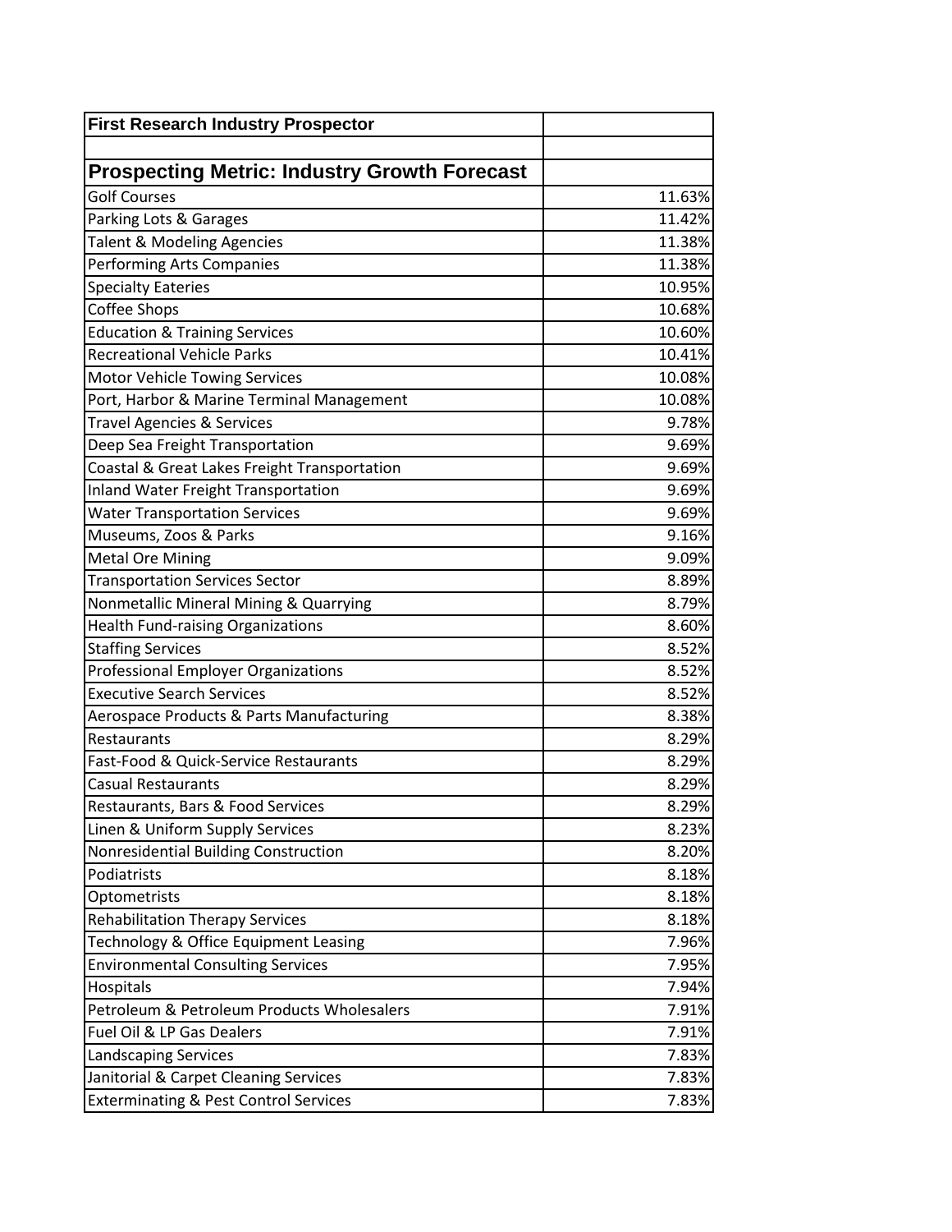| First Research Industry Prospector | |
|---|---|
| | |
| **Prospecting Metric: Industry Growth Forecast** | |
| Golf Courses | 11.63% |
| Parking Lots & Garages | 11.42% |
| Talent & Modeling Agencies | 11.38% |
| Performing Arts Companies | 11.38% |
| Specialty Eateries | 10.95% |
| Coffee Shops | 10.68% |
| Education & Training Services | 10.60% |
| Recreational Vehicle Parks | 10.41% |
| Motor Vehicle Towing Services | 10.08% |
| Port, Harbor & Marine Terminal Management | 10.08% |
| Travel Agencies & Services | 9.78% |
| Deep Sea Freight Transportation | 9.69% |
| Coastal & Great Lakes Freight Transportation | 9.69% |
| Inland Water Freight Transportation | 9.69% |
| Water Transportation Services | 9.69% |
| Museums, Zoos & Parks | 9.16% |
| Metal Ore Mining | 9.09% |
| Transportation Services Sector | 8.89% |
| Nonmetallic Mineral Mining & Quarrying | 8.79% |
| Health Fund-raising Organizations | 8.60% |
| Staffing Services | 8.52% |
| Professional Employer Organizations | 8.52% |
| Executive Search Services | 8.52% |
| Aerospace Products & Parts Manufacturing | 8.38% |
| Restaurants | 8.29% |
| Fast-Food & Quick-Service Restaurants | 8.29% |
| Casual Restaurants | 8.29% |
| Restaurants, Bars & Food Services | 8.29% |
| Linen & Uniform Supply Services | 8.23% |
| Nonresidential Building Construction | 8.20% |
| Podiatrists | 8.18% |
| Optometrists | 8.18% |
| Rehabilitation Therapy Services | 8.18% |
| Technology & Office Equipment Leasing | 7.96% |
| Environmental Consulting Services | 7.95% |
| Hospitals | 7.94% |
| Petroleum & Petroleum Products Wholesalers | 7.91% |
| Fuel Oil & LP Gas Dealers | 7.91% |
| Landscaping Services | 7.83% |
| Janitorial & Carpet Cleaning Services | 7.83% |
| Exterminating & Pest Control Services | 7.83% |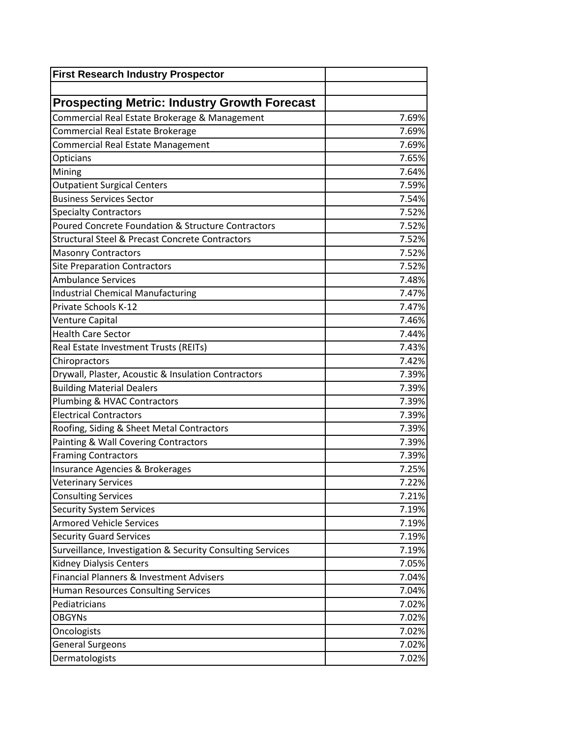| First Research Industry Prospector | |
|---|---|
| | |
| **Prospecting Metric: Industry Growth Forecast** | |
| Commercial Real Estate Brokerage & Management | 7.69% |
| Commercial Real Estate Brokerage | 7.69% |
| Commercial Real Estate Management | 7.69% |
| Opticians | 7.65% |
| Mining | 7.64% |
| Outpatient Surgical Centers | 7.59% |
| Business Services Sector | 7.54% |
| Specialty Contractors | 7.52% |
| Poured Concrete Foundation & Structure Contractors | 7.52% |
| Structural Steel & Precast Concrete Contractors | 7.52% |
| Masonry Contractors | 7.52% |
| Site Preparation Contractors | 7.52% |
| Ambulance Services | 7.48% |
| Industrial Chemical Manufacturing | 7.47% |
| Private Schools K-12 | 7.47% |
| Venture Capital | 7.46% |
| Health Care Sector | 7.44% |
| Real Estate Investment Trusts (REITs) | 7.43% |
| Chiropractors | 7.42% |
| Drywall, Plaster, Acoustic & Insulation Contractors | 7.39% |
| Building Material Dealers | 7.39% |
| Plumbing & HVAC Contractors | 7.39% |
| Electrical Contractors | 7.39% |
| Roofing, Siding & Sheet Metal Contractors | 7.39% |
| Painting & Wall Covering Contractors | 7.39% |
| Framing Contractors | 7.39% |
| Insurance Agencies & Brokerages | 7.25% |
| Veterinary Services | 7.22% |
| Consulting Services | 7.21% |
| Security System Services | 7.19% |
| Armored Vehicle Services | 7.19% |
| Security Guard Services | 7.19% |
| Surveillance, Investigation & Security Consulting Services | 7.19% |
| Kidney Dialysis Centers | 7.05% |
| Financial Planners & Investment Advisers | 7.04% |
| Human Resources Consulting Services | 7.04% |
| Pediatricians | 7.02% |
| OBGYNs | 7.02% |
| Oncologists | 7.02% |
| General Surgeons | 7.02% |
| Dermatologists | 7.02% |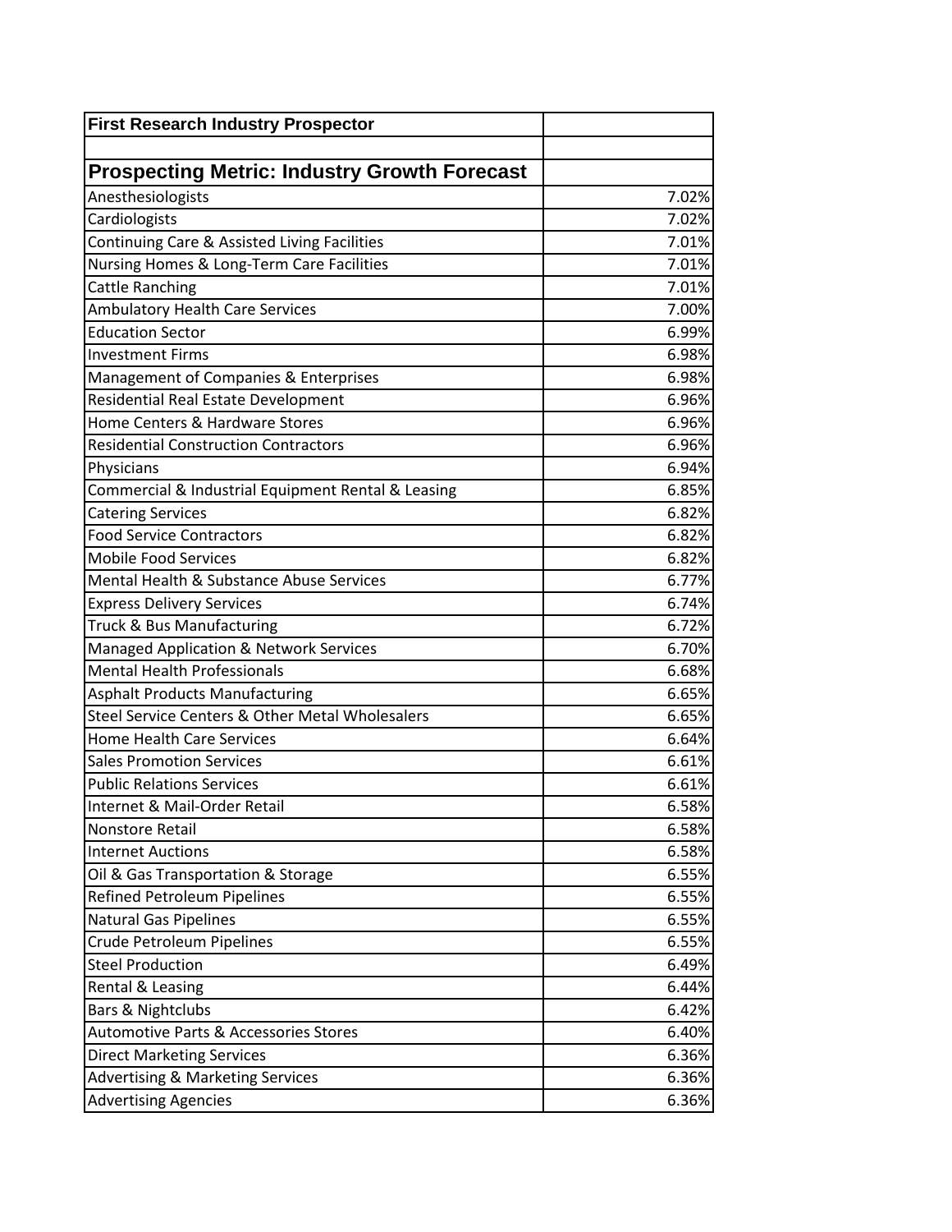| First Research Industry Prospector | |
|---|---|
| | |
| **Prospecting Metric: Industry Growth Forecast** | |
| Anesthesiologists | 7.02% |
| Cardiologists | 7.02% |
| Continuing Care & Assisted Living Facilities | 7.01% |
| Nursing Homes & Long-Term Care Facilities | 7.01% |
| Cattle Ranching | 7.01% |
| Ambulatory Health Care Services | 7.00% |
| Education Sector | 6.99% |
| Investment Firms | 6.98% |
| Management of Companies & Enterprises | 6.98% |
| Residential Real Estate Development | 6.96% |
| Home Centers & Hardware Stores | 6.96% |
| Residential Construction Contractors | 6.96% |
| Physicians | 6.94% |
| Commercial & Industrial Equipment Rental & Leasing | 6.85% |
| Catering Services | 6.82% |
| Food Service Contractors | 6.82% |
| Mobile Food Services | 6.82% |
| Mental Health & Substance Abuse Services | 6.77% |
| Express Delivery Services | 6.74% |
| Truck & Bus Manufacturing | 6.72% |
| Managed Application & Network Services | 6.70% |
| Mental Health Professionals | 6.68% |
| Asphalt Products Manufacturing | 6.65% |
| Steel Service Centers & Other Metal Wholesalers | 6.65% |
| Home Health Care Services | 6.64% |
| Sales Promotion Services | 6.61% |
| Public Relations Services | 6.61% |
| Internet & Mail-Order Retail | 6.58% |
| Nonstore Retail | 6.58% |
| Internet Auctions | 6.58% |
| Oil & Gas Transportation & Storage | 6.55% |
| Refined Petroleum Pipelines | 6.55% |
| Natural Gas Pipelines | 6.55% |
| Crude Petroleum Pipelines | 6.55% |
| Steel Production | 6.49% |
| Rental & Leasing | 6.44% |
| Bars & Nightclubs | 6.42% |
| Automotive Parts & Accessories Stores | 6.40% |
| Direct Marketing Services | 6.36% |
| Advertising & Marketing Services | 6.36% |
| Advertising Agencies | 6.36% |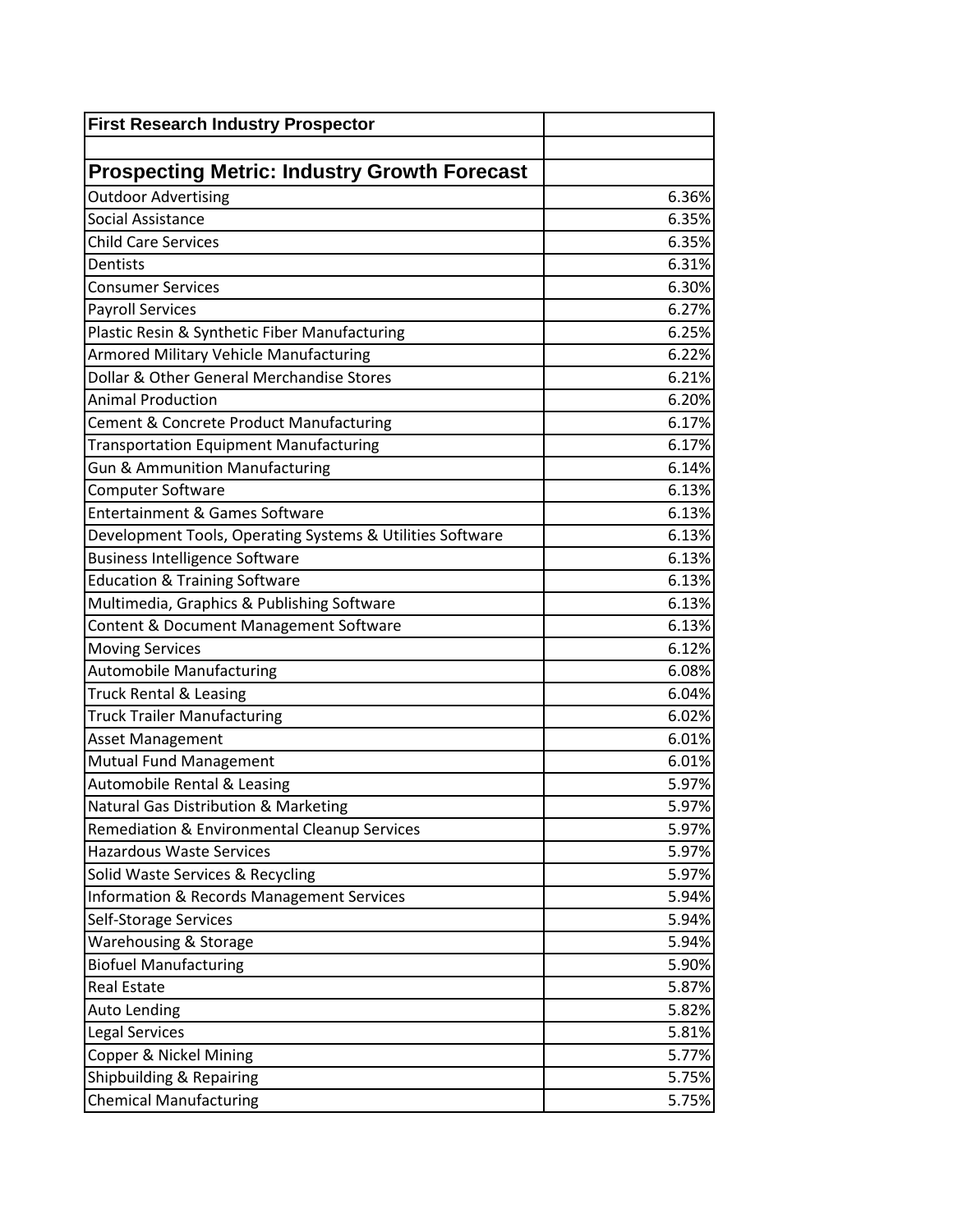| First Research Industry Prospector | |
| --- | --- |
| | |
| **Prospecting Metric: Industry Growth Forecast** | |
| Outdoor Advertising | 6.36% |
| Social Assistance | 6.35% |
| Child Care Services | 6.35% |
| Dentists | 6.31% |
| Consumer Services | 6.30% |
| Payroll Services | 6.27% |
| Plastic Resin & Synthetic Fiber Manufacturing | 6.25% |
| Armored Military Vehicle Manufacturing | 6.22% |
| Dollar & Other General Merchandise Stores | 6.21% |
| Animal Production | 6.20% |
| Cement & Concrete Product Manufacturing | 6.17% |
| Transportation Equipment Manufacturing | 6.17% |
| Gun & Ammunition Manufacturing | 6.14% |
| Computer Software | 6.13% |
| Entertainment & Games Software | 6.13% |
| Development Tools, Operating Systems & Utilities Software | 6.13% |
| Business Intelligence Software | 6.13% |
| Education & Training Software | 6.13% |
| Multimedia, Graphics & Publishing Software | 6.13% |
| Content & Document Management Software | 6.13% |
| Moving Services | 6.12% |
| Automobile Manufacturing | 6.08% |
| Truck Rental & Leasing | 6.04% |
| Truck Trailer Manufacturing | 6.02% |
| Asset Management | 6.01% |
| Mutual Fund Management | 6.01% |
| Automobile Rental & Leasing | 5.97% |
| Natural Gas Distribution & Marketing | 5.97% |
| Remediation & Environmental Cleanup Services | 5.97% |
| Hazardous Waste Services | 5.97% |
| Solid Waste Services & Recycling | 5.97% |
| Information & Records Management Services | 5.94% |
| Self-Storage Services | 5.94% |
| Warehousing & Storage | 5.94% |
| Biofuel Manufacturing | 5.90% |
| Real Estate | 5.87% |
| Auto Lending | 5.82% |
| Legal Services | 5.81% |
| Copper & Nickel Mining | 5.77% |
| Shipbuilding & Repairing | 5.75% |
| Chemical Manufacturing | 5.75% |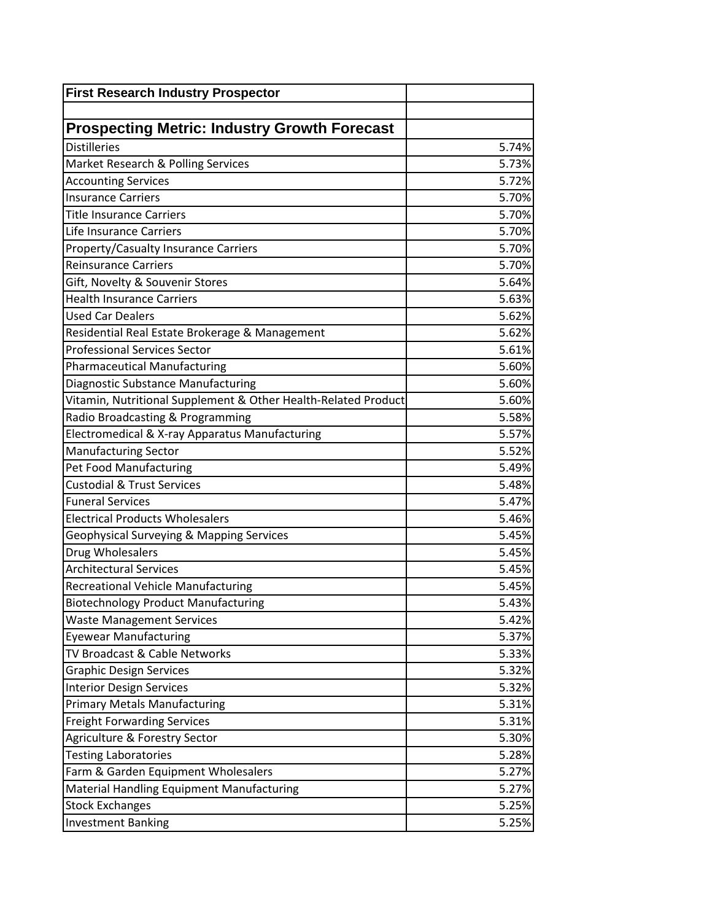| First Research Industry Prospector | |
|---|---|
| | |
| **Prospecting Metric: Industry Growth Forecast** | |
| Distilleries | 5.74% |
| Market Research & Polling Services | 5.73% |
| Accounting Services | 5.72% |
| Insurance Carriers | 5.70% |
| Title Insurance Carriers | 5.70% |
| Life Insurance Carriers | 5.70% |
| Property/Casualty Insurance Carriers | 5.70% |
| Reinsurance Carriers | 5.70% |
| Gift, Novelty & Souvenir Stores | 5.64% |
| Health Insurance Carriers | 5.63% |
| Used Car Dealers | 5.62% |
| Residential Real Estate Brokerage & Management | 5.62% |
| Professional Services Sector | 5.61% |
| Pharmaceutical Manufacturing | 5.60% |
| Diagnostic Substance Manufacturing | 5.60% |
| Vitamin, Nutritional Supplement & Other Health-Related Product | 5.60% |
| Radio Broadcasting & Programming | 5.58% |
| Electromedical & X-ray Apparatus Manufacturing | 5.57% |
| Manufacturing Sector | 5.52% |
| Pet Food Manufacturing | 5.49% |
| Custodial & Trust Services | 5.48% |
| Funeral Services | 5.47% |
| Electrical Products Wholesalers | 5.46% |
| Geophysical Surveying & Mapping Services | 5.45% |
| Drug Wholesalers | 5.45% |
| Architectural Services | 5.45% |
| Recreational Vehicle Manufacturing | 5.45% |
| Biotechnology Product Manufacturing | 5.43% |
| Waste Management Services | 5.42% |
| Eyewear Manufacturing | 5.37% |
| TV Broadcast & Cable Networks | 5.33% |
| Graphic Design Services | 5.32% |
| Interior Design Services | 5.32% |
| Primary Metals Manufacturing | 5.31% |
| Freight Forwarding Services | 5.31% |
| Agriculture & Forestry Sector | 5.30% |
| Testing Laboratories | 5.28% |
| Farm & Garden Equipment Wholesalers | 5.27% |
| Material Handling Equipment Manufacturing | 5.27% |
| Stock Exchanges | 5.25% |
| Investment Banking | 5.25% |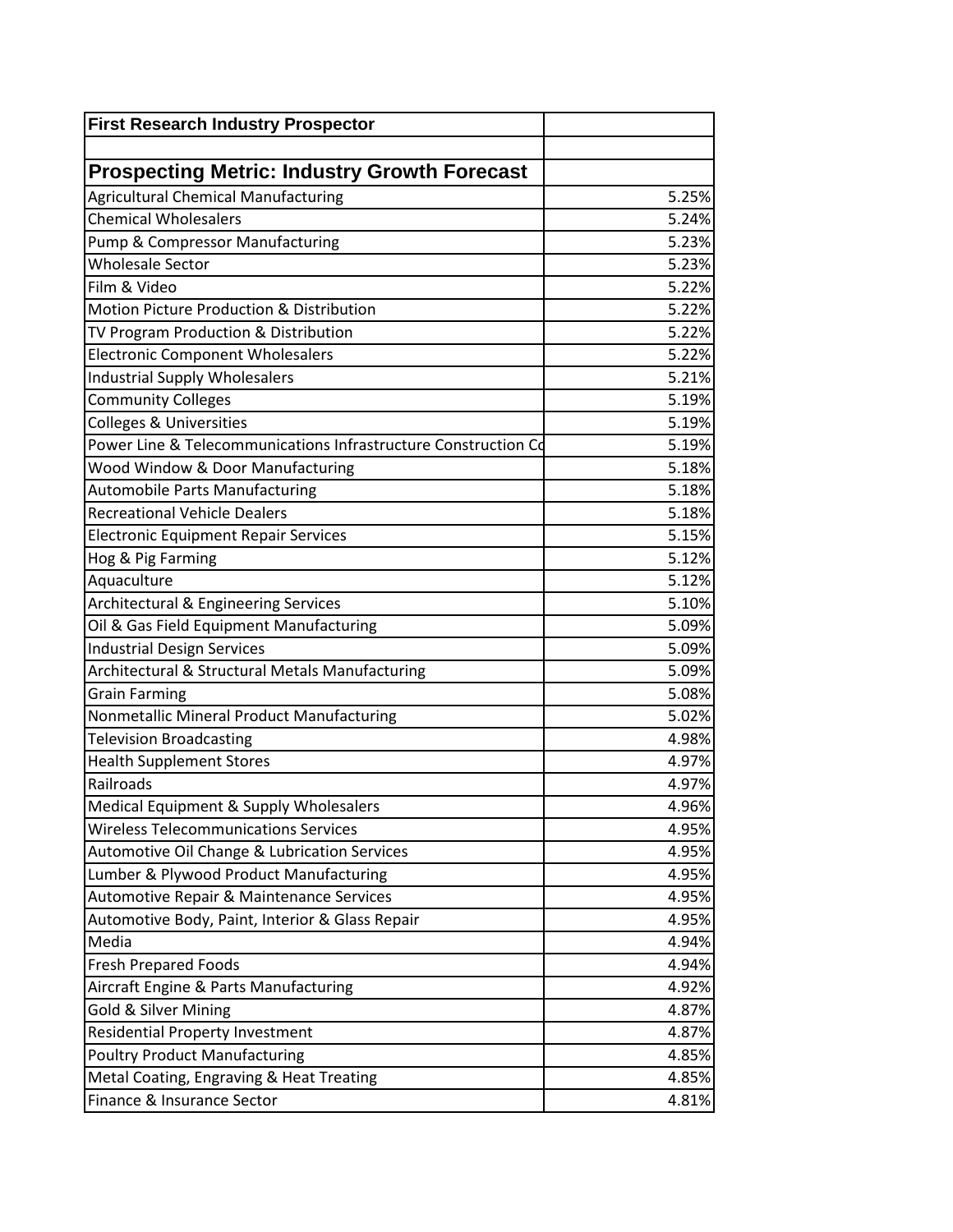| First Research Industry Prospector | |
|---|---|
| | |
| **Prospecting Metric: Industry Growth Forecast** | |
| Agricultural Chemical Manufacturing | 5.25% |
| Chemical Wholesalers | 5.24% |
| Pump & Compressor Manufacturing | 5.23% |
| Wholesale Sector | 5.23% |
| Film & Video | 5.22% |
| Motion Picture Production & Distribution | 5.22% |
| TV Program Production & Distribution | 5.22% |
| Electronic Component Wholesalers | 5.22% |
| Industrial Supply Wholesalers | 5.21% |
| Community Colleges | 5.19% |
| Colleges & Universities | 5.19% |
| Power Line & Telecommunications Infrastructure Construction Co | 5.19% |
| Wood Window & Door Manufacturing | 5.18% |
| Automobile Parts Manufacturing | 5.18% |
| Recreational Vehicle Dealers | 5.18% |
| Electronic Equipment Repair Services | 5.15% |
| Hog & Pig Farming | 5.12% |
| Aquaculture | 5.12% |
| Architectural & Engineering Services | 5.10% |
| Oil & Gas Field Equipment Manufacturing | 5.09% |
| Industrial Design Services | 5.09% |
| Architectural & Structural Metals Manufacturing | 5.09% |
| Grain Farming | 5.08% |
| Nonmetallic Mineral Product Manufacturing | 5.02% |
| Television Broadcasting | 4.98% |
| Health Supplement Stores | 4.97% |
| Railroads | 4.97% |
| Medical Equipment & Supply Wholesalers | 4.96% |
| Wireless Telecommunications Services | 4.95% |
| Automotive Oil Change & Lubrication Services | 4.95% |
| Lumber & Plywood Product Manufacturing | 4.95% |
| Automotive Repair & Maintenance Services | 4.95% |
| Automotive Body, Paint, Interior & Glass Repair | 4.95% |
| Media | 4.94% |
| Fresh Prepared Foods | 4.94% |
| Aircraft Engine & Parts Manufacturing | 4.92% |
| Gold & Silver Mining | 4.87% |
| Residential Property Investment | 4.87% |
| Poultry Product Manufacturing | 4.85% |
| Metal Coating, Engraving & Heat Treating | 4.85% |
| Finance & Insurance Sector | 4.81% |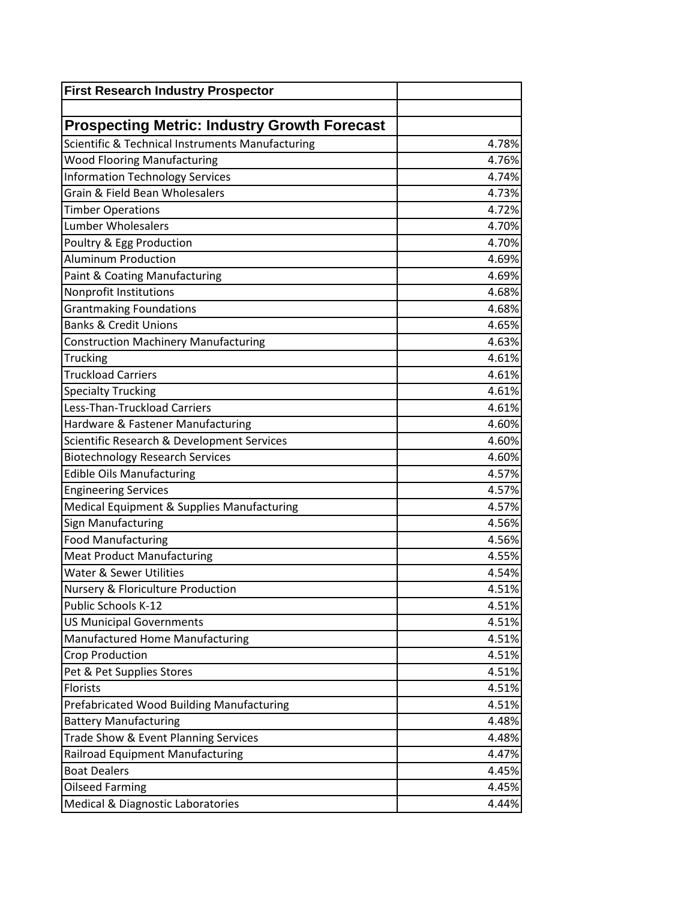| First Research Industry Prospector | |
|---|---|
| | |
| **Prospecting Metric: Industry Growth Forecast** | |
| Scientific & Technical Instruments Manufacturing | 4.78% |
| Wood Flooring Manufacturing | 4.76% |
| Information Technology Services | 4.74% |
| Grain & Field Bean Wholesalers | 4.73% |
| Timber Operations | 4.72% |
| Lumber Wholesalers | 4.70% |
| Poultry & Egg Production | 4.70% |
| Aluminum Production | 4.69% |
| Paint & Coating Manufacturing | 4.69% |
| Nonprofit Institutions | 4.68% |
| Grantmaking Foundations | 4.68% |
| Banks & Credit Unions | 4.65% |
| Construction Machinery Manufacturing | 4.63% |
| Trucking | 4.61% |
| Truckload Carriers | 4.61% |
| Specialty Trucking | 4.61% |
| Less-Than-Truckload Carriers | 4.61% |
| Hardware & Fastener Manufacturing | 4.60% |
| Scientific Research & Development Services | 4.60% |
| Biotechnology Research Services | 4.60% |
| Edible Oils Manufacturing | 4.57% |
| Engineering Services | 4.57% |
| Medical Equipment & Supplies Manufacturing | 4.57% |
| Sign Manufacturing | 4.56% |
| Food Manufacturing | 4.56% |
| Meat Product Manufacturing | 4.55% |
| Water & Sewer Utilities | 4.54% |
| Nursery & Floriculture Production | 4.51% |
| Public Schools K-12 | 4.51% |
| US Municipal Governments | 4.51% |
| Manufactured Home Manufacturing | 4.51% |
| Crop Production | 4.51% |
| Pet & Pet Supplies Stores | 4.51% |
| Florists | 4.51% |
| Prefabricated Wood Building Manufacturing | 4.51% |
| Battery Manufacturing | 4.48% |
| Trade Show & Event Planning Services | 4.48% |
| Railroad Equipment Manufacturing | 4.47% |
| Boat Dealers | 4.45% |
| Oilseed Farming | 4.45% |
| Medical & Diagnostic Laboratories | 4.44% |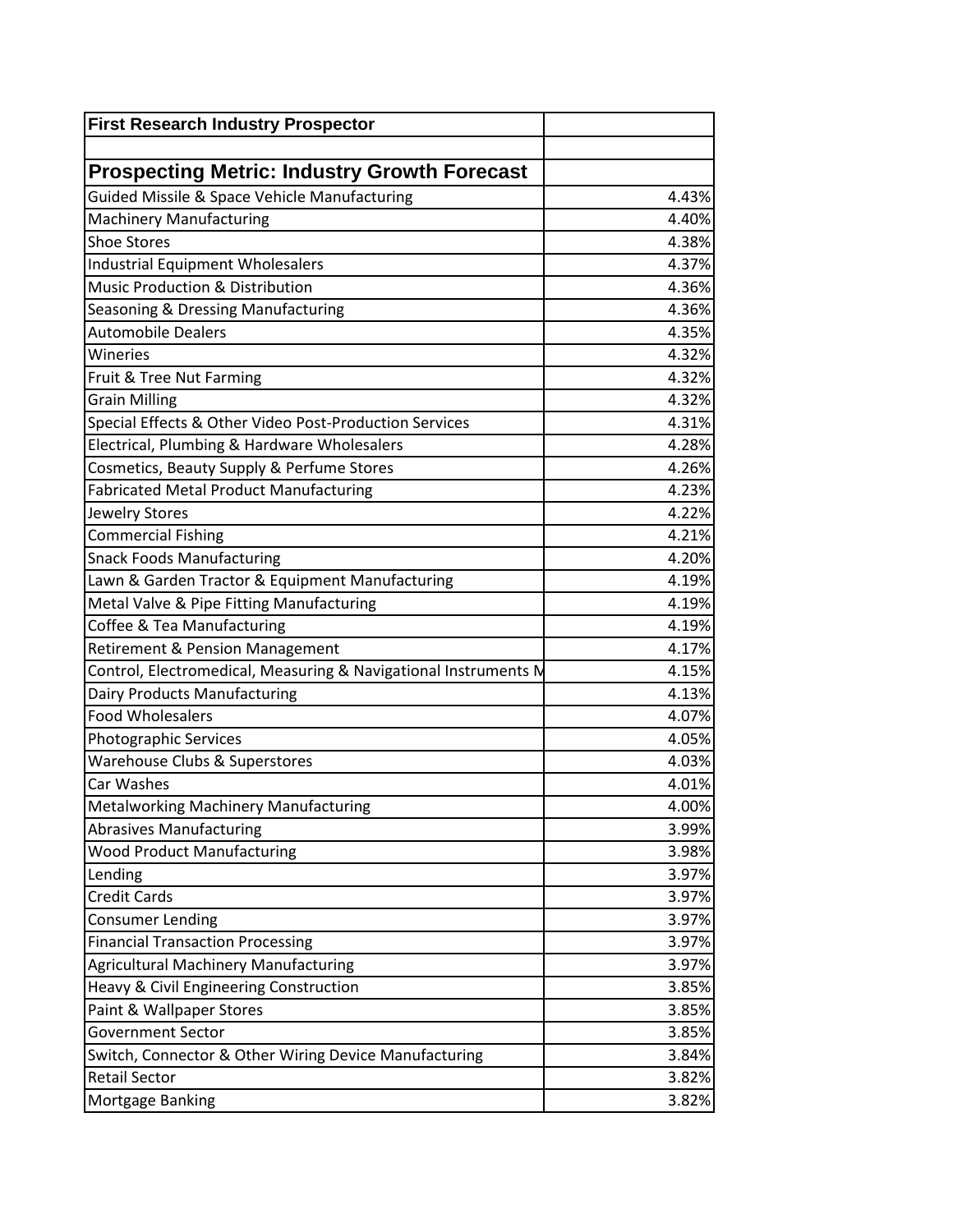| First Research Industry Prospector | |
|---|---|
| | |
| **Prospecting Metric: Industry Growth Forecast** | |
| Guided Missile & Space Vehicle Manufacturing | 4.43% |
| Machinery Manufacturing | 4.40% |
| Shoe Stores | 4.38% |
| Industrial Equipment Wholesalers | 4.37% |
| Music Production & Distribution | 4.36% |
| Seasoning & Dressing Manufacturing | 4.36% |
| Automobile Dealers | 4.35% |
| Wineries | 4.32% |
| Fruit & Tree Nut Farming | 4.32% |
| Grain Milling | 4.32% |
| Special Effects & Other Video Post-Production Services | 4.31% |
| Electrical, Plumbing & Hardware Wholesalers | 4.28% |
| Cosmetics, Beauty Supply & Perfume Stores | 4.26% |
| Fabricated Metal Product Manufacturing | 4.23% |
| Jewelry Stores | 4.22% |
| Commercial Fishing | 4.21% |
| Snack Foods Manufacturing | 4.20% |
| Lawn & Garden Tractor & Equipment Manufacturing | 4.19% |
| Metal Valve & Pipe Fitting Manufacturing | 4.19% |
| Coffee & Tea Manufacturing | 4.19% |
| Retirement & Pension Management | 4.17% |
| Control, Electromedical, Measuring & Navigational Instruments M | 4.15% |
| Dairy Products Manufacturing | 4.13% |
| Food Wholesalers | 4.07% |
| Photographic Services | 4.05% |
| Warehouse Clubs & Superstores | 4.03% |
| Car Washes | 4.01% |
| Metalworking Machinery Manufacturing | 4.00% |
| Abrasives Manufacturing | 3.99% |
| Wood Product Manufacturing | 3.98% |
| Lending | 3.97% |
| Credit Cards | 3.97% |
| Consumer Lending | 3.97% |
| Financial Transaction Processing | 3.97% |
| Agricultural Machinery Manufacturing | 3.97% |
| Heavy & Civil Engineering Construction | 3.85% |
| Paint & Wallpaper Stores | 3.85% |
| Government Sector | 3.85% |
| Switch, Connector & Other Wiring Device Manufacturing | 3.84% |
| Retail Sector | 3.82% |
| Mortgage Banking | 3.82% |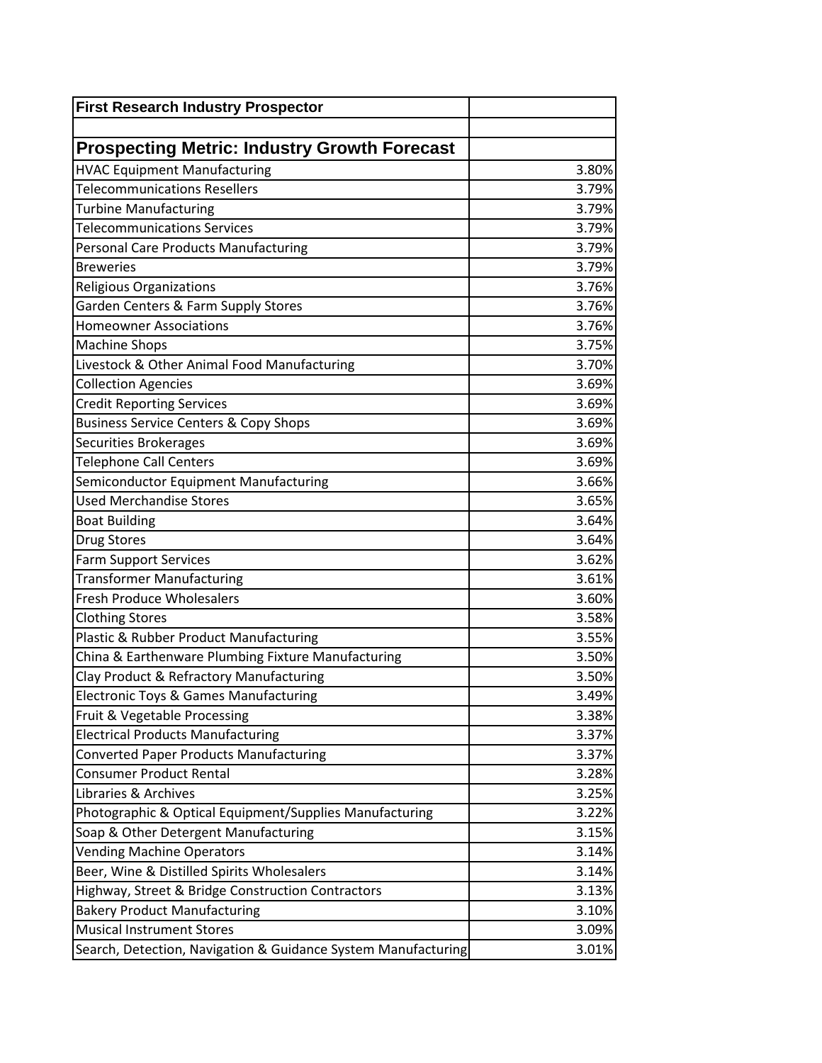| First Research Industry Prospector | |
|---|---|
| | |
| **Prospecting Metric: Industry Growth Forecast** | |
| HVAC Equipment Manufacturing | 3.80% |
| Telecommunications Resellers | 3.79% |
| Turbine Manufacturing | 3.79% |
| Telecommunications Services | 3.79% |
| Personal Care Products Manufacturing | 3.79% |
| Breweries | 3.79% |
| Religious Organizations | 3.76% |
| Garden Centers & Farm Supply Stores | 3.76% |
| Homeowner Associations | 3.76% |
| Machine Shops | 3.75% |
| Livestock & Other Animal Food Manufacturing | 3.70% |
| Collection Agencies | 3.69% |
| Credit Reporting Services | 3.69% |
| Business Service Centers & Copy Shops | 3.69% |
| Securities Brokerages | 3.69% |
| Telephone Call Centers | 3.69% |
| Semiconductor Equipment Manufacturing | 3.66% |
| Used Merchandise Stores | 3.65% |
| Boat Building | 3.64% |
| Drug Stores | 3.64% |
| Farm Support Services | 3.62% |
| Transformer Manufacturing | 3.61% |
| Fresh Produce Wholesalers | 3.60% |
| Clothing Stores | 3.58% |
| Plastic & Rubber Product Manufacturing | 3.55% |
| China & Earthenware Plumbing Fixture Manufacturing | 3.50% |
| Clay Product & Refractory Manufacturing | 3.50% |
| Electronic Toys & Games Manufacturing | 3.49% |
| Fruit & Vegetable Processing | 3.38% |
| Electrical Products Manufacturing | 3.37% |
| Converted Paper Products Manufacturing | 3.37% |
| Consumer Product Rental | 3.28% |
| Libraries & Archives | 3.25% |
| Photographic & Optical Equipment/Supplies Manufacturing | 3.22% |
| Soap & Other Detergent Manufacturing | 3.15% |
| Vending Machine Operators | 3.14% |
| Beer, Wine & Distilled Spirits Wholesalers | 3.14% |
| Highway, Street & Bridge Construction Contractors | 3.13% |
| Bakery Product Manufacturing | 3.10% |
| Musical Instrument Stores | 3.09% |
| Search, Detection, Navigation & Guidance System Manufacturing | 3.01% |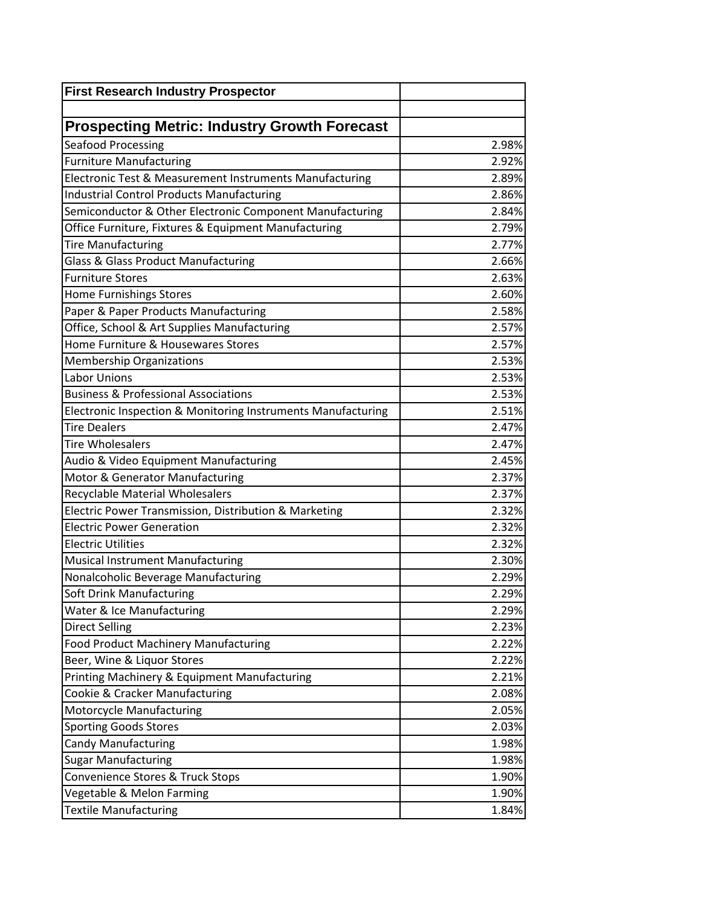| First Research Industry Prospector | |
|---|---|
| | |
| **Prospecting Metric: Industry Growth Forecast** | |
| Seafood Processing | 2.98% |
| Furniture Manufacturing | 2.92% |
| Electronic Test & Measurement Instruments Manufacturing | 2.89% |
| Industrial Control Products Manufacturing | 2.86% |
| Semiconductor & Other Electronic Component Manufacturing | 2.84% |
| Office Furniture, Fixtures & Equipment Manufacturing | 2.79% |
| Tire Manufacturing | 2.77% |
| Glass & Glass Product Manufacturing | 2.66% |
| Furniture Stores | 2.63% |
| Home Furnishings Stores | 2.60% |
| Paper & Paper Products Manufacturing | 2.58% |
| Office, School & Art Supplies Manufacturing | 2.57% |
| Home Furniture & Housewares Stores | 2.57% |
| Membership Organizations | 2.53% |
| Labor Unions | 2.53% |
| Business & Professional Associations | 2.53% |
| Electronic Inspection & Monitoring Instruments Manufacturing | 2.51% |
| Tire Dealers | 2.47% |
| Tire Wholesalers | 2.47% |
| Audio & Video Equipment Manufacturing | 2.45% |
| Motor & Generator Manufacturing | 2.37% |
| Recyclable Material Wholesalers | 2.37% |
| Electric Power Transmission, Distribution & Marketing | 2.32% |
| Electric Power Generation | 2.32% |
| Electric Utilities | 2.32% |
| Musical Instrument Manufacturing | 2.30% |
| Nonalcoholic Beverage Manufacturing | 2.29% |
| Soft Drink Manufacturing | 2.29% |
| Water & Ice Manufacturing | 2.29% |
| Direct Selling | 2.23% |
| Food Product Machinery Manufacturing | 2.22% |
| Beer, Wine & Liquor Stores | 2.22% |
| Printing Machinery & Equipment Manufacturing | 2.21% |
| Cookie & Cracker Manufacturing | 2.08% |
| Motorcycle Manufacturing | 2.05% |
| Sporting Goods Stores | 2.03% |
| Candy Manufacturing | 1.98% |
| Sugar Manufacturing | 1.98% |
| Convenience Stores & Truck Stops | 1.90% |
| Vegetable & Melon Farming | 1.90% |
| Textile Manufacturing | 1.84% |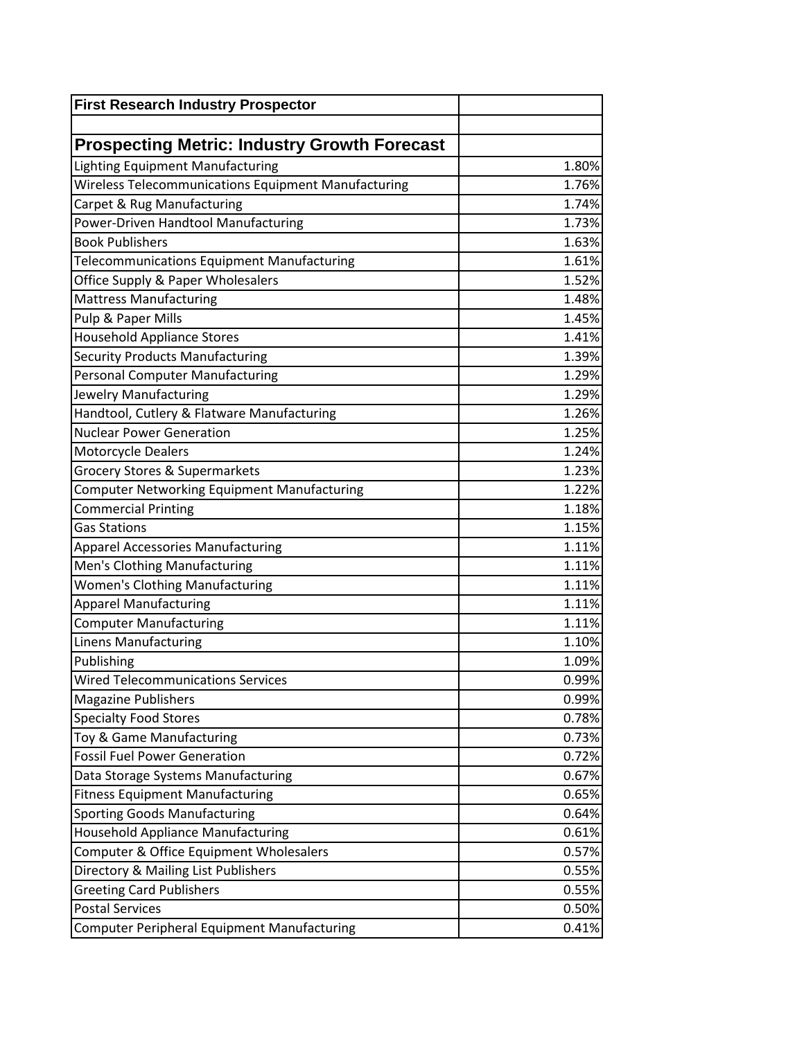| First Research Industry Prospector | |
|---|---|
| | |
| **Prospecting Metric: Industry Growth Forecast** | |
| Lighting Equipment Manufacturing | 1.80% |
| Wireless Telecommunications Equipment Manufacturing | 1.76% |
| Carpet & Rug Manufacturing | 1.74% |
| Power-Driven Handtool Manufacturing | 1.73% |
| Book Publishers | 1.63% |
| Telecommunications Equipment Manufacturing | 1.61% |
| Office Supply & Paper Wholesalers | 1.52% |
| Mattress Manufacturing | 1.48% |
| Pulp & Paper Mills | 1.45% |
| Household Appliance Stores | 1.41% |
| Security Products Manufacturing | 1.39% |
| Personal Computer Manufacturing | 1.29% |
| Jewelry Manufacturing | 1.29% |
| Handtool, Cutlery & Flatware Manufacturing | 1.26% |
| Nuclear Power Generation | 1.25% |
| Motorcycle Dealers | 1.24% |
| Grocery Stores & Supermarkets | 1.23% |
| Computer Networking Equipment Manufacturing | 1.22% |
| Commercial Printing | 1.18% |
| Gas Stations | 1.15% |
| Apparel Accessories Manufacturing | 1.11% |
| Men's Clothing Manufacturing | 1.11% |
| Women's Clothing Manufacturing | 1.11% |
| Apparel Manufacturing | 1.11% |
| Computer Manufacturing | 1.11% |
| Linens Manufacturing | 1.10% |
| Publishing | 1.09% |
| Wired Telecommunications Services | 0.99% |
| Magazine Publishers | 0.99% |
| Specialty Food Stores | 0.78% |
| Toy & Game Manufacturing | 0.73% |
| Fossil Fuel Power Generation | 0.72% |
| Data Storage Systems Manufacturing | 0.67% |
| Fitness Equipment Manufacturing | 0.65% |
| Sporting Goods Manufacturing | 0.64% |
| Household Appliance Manufacturing | 0.61% |
| Computer & Office Equipment Wholesalers | 0.57% |
| Directory & Mailing List Publishers | 0.55% |
| Greeting Card Publishers | 0.55% |
| Postal Services | 0.50% |
| Computer Peripheral Equipment Manufacturing | 0.41% |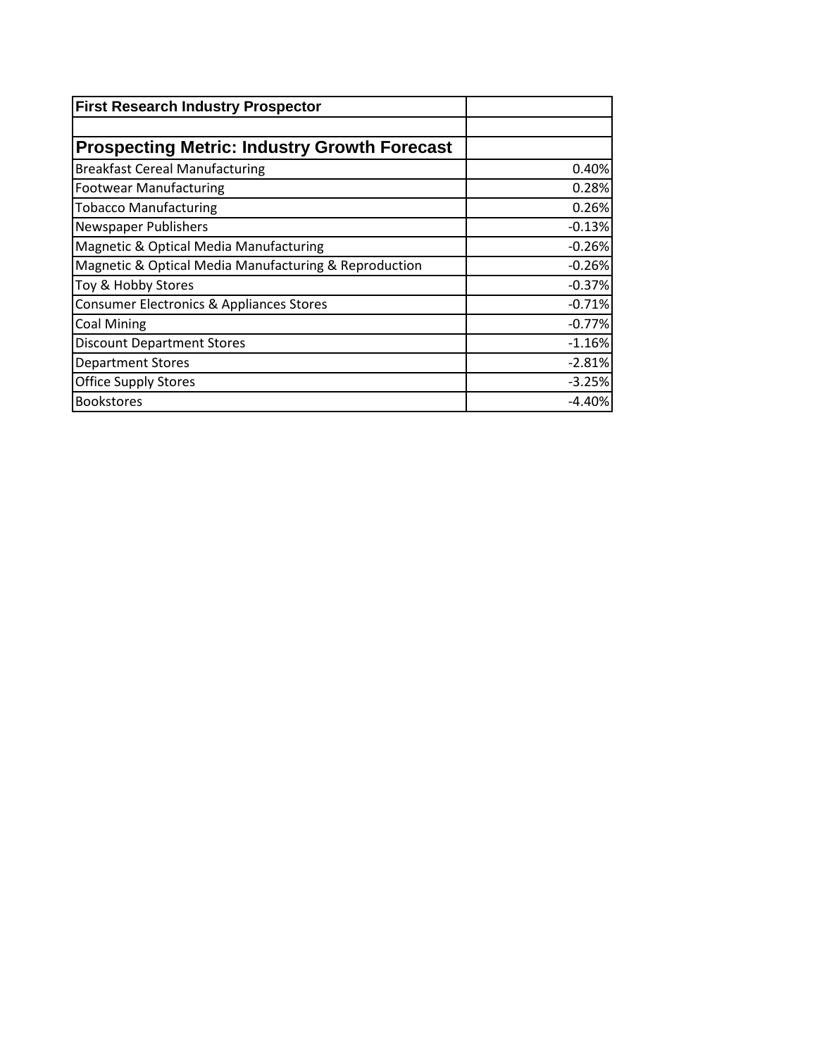| First Research Industry Prospector | |
|---|---|
| | |
| **Prospecting Metric: Industry Growth Forecast** | |
| Breakfast Cereal Manufacturing | 0.40% |
| Footwear Manufacturing | 0.28% |
| Tobacco Manufacturing | 0.26% |
| Newspaper Publishers | -0.13% |
| Magnetic & Optical Media Manufacturing | -0.26% |
| Magnetic & Optical Media Manufacturing & Reproduction | -0.26% |
| Toy & Hobby Stores | -0.37% |
| Consumer Electronics & Appliances Stores | -0.71% |
| Coal Mining | -0.77% |
| Discount Department Stores | -1.16% |
| Department Stores | -2.81% |
| Office Supply Stores | -3.25% |
| Bookstores | -4.40% |